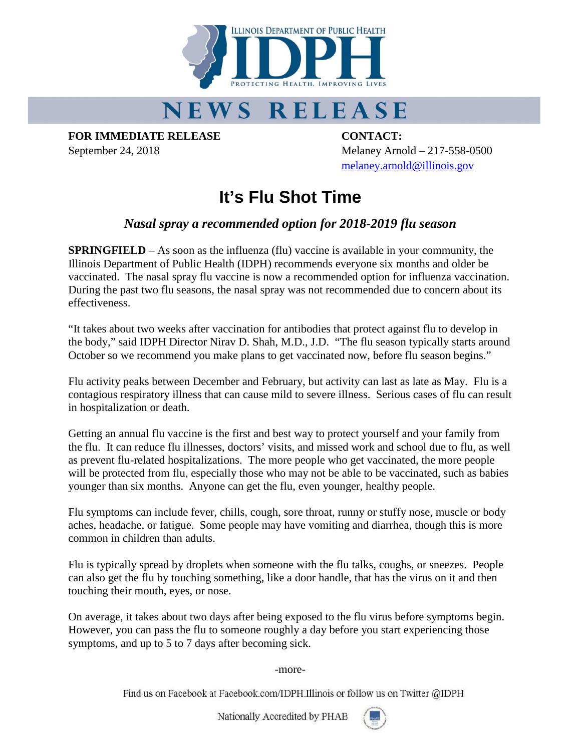ILLINOIS DEPARTMENT OF PUBLIC HEALTH

IDPH

PROTECTING HEALTH, IMPROVING LIVES

# NEWS RELEASE

**FOR IMMEDIATE RELEASE**
September 24, 2018

**CONTACT:**
Melaney Arnold – 217-558-0500
melaney.arnold@illinois.gov

## It's Flu Shot Time

### *Nasal spray a recommended option for 2018-2019 flu season*

**SPRINGFIELD** – As soon as the influenza (flu) vaccine is available in your community, the Illinois Department of Public Health (IDPH) recommends everyone six months and older be vaccinated. The nasal spray flu vaccine is now a recommended option for influenza vaccination. During the past two flu seasons, the nasal spray was not recommended due to concern about its effectiveness.

"It takes about two weeks after vaccination for antibodies that protect against flu to develop in the body," said IDPH Director Nirav D. Shah, M.D., J.D. "The flu season typically starts around October so we recommend you make plans to get vaccinated now, before flu season begins."

Flu activity peaks between December and February, but activity can last as late as May. Flu is a contagious respiratory illness that can cause mild to severe illness. Serious cases of flu can result in hospitalization or death.

Getting an annual flu vaccine is the first and best way to protect yourself and your family from the flu. It can reduce flu illnesses, doctors' visits, and missed work and school due to flu, as well as prevent flu-related hospitalizations. The more people who get vaccinated, the more people will be protected from flu, especially those who may not be able to be vaccinated, such as babies younger than six months. Anyone can get the flu, even younger, healthy people.

Flu symptoms can include fever, chills, cough, sore throat, runny or stuffy nose, muscle or body aches, headache, or fatigue. Some people may have vomiting and diarrhea, though this is more common in children than adults.

Flu is typically spread by droplets when someone with the flu talks, coughs, or sneezes. People can also get the flu by touching something, like a door handle, that has the virus on it and then touching their mouth, eyes, or nose.

On average, it takes about two days after being exposed to the flu virus before symptoms begin. However, you can pass the flu to someone roughly a day before you start experiencing those symptoms, and up to 5 to 7 days after becoming sick.

-more-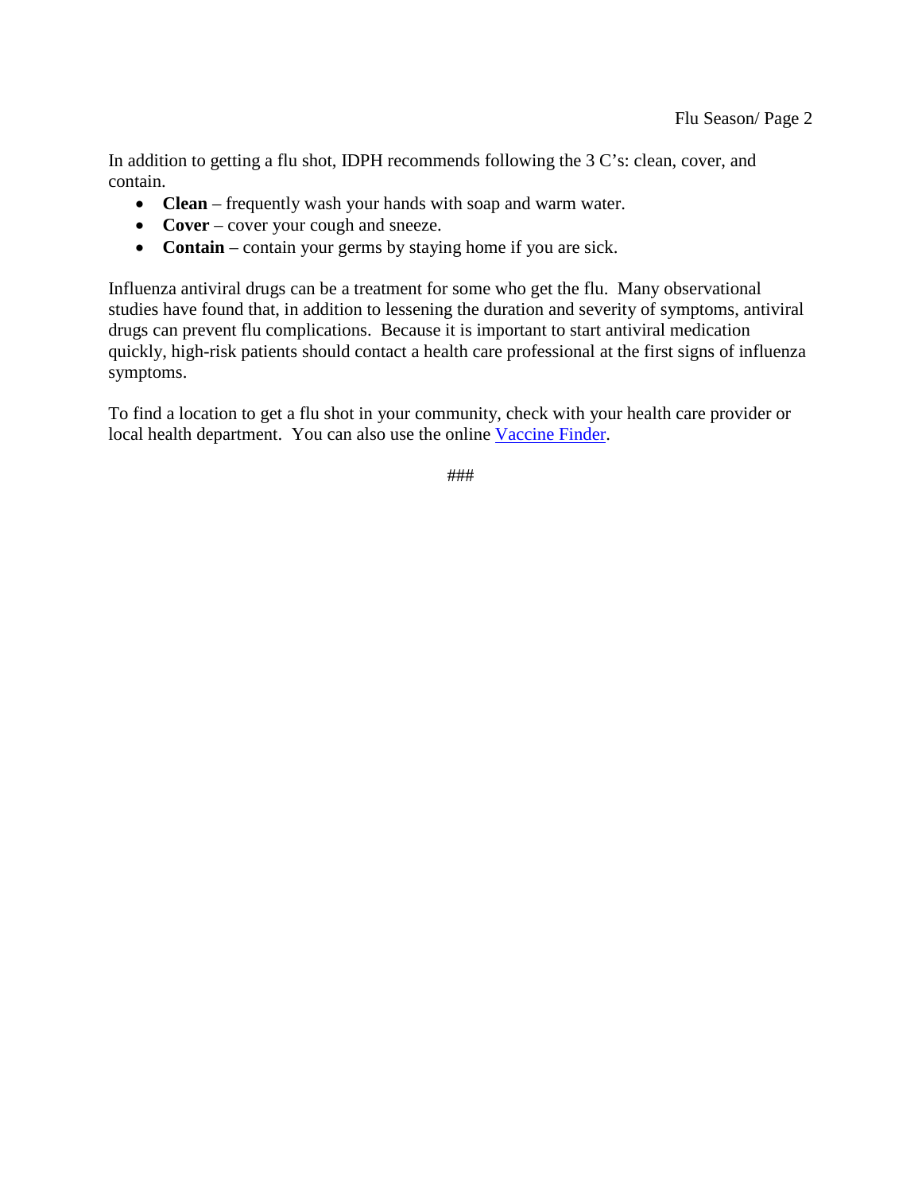In addition to getting a flu shot, IDPH recommends following the 3 C's: clean, cover, and contain.

- **Clean** – frequently wash your hands with soap and warm water.
- **Cover** – cover your cough and sneeze.
- **Contain** – contain your germs by staying home if you are sick.

Influenza antiviral drugs can be a treatment for some who get the flu. Many observational studies have found that, in addition to lessening the duration and severity of symptoms, antiviral drugs can prevent flu complications. Because it is important to start antiviral medication quickly, high-risk patients should contact a health care professional at the first signs of influenza symptoms.

To find a location to get a flu shot in your community, check with your health care provider or local health department. You can also use the online Vaccine Finder.

###